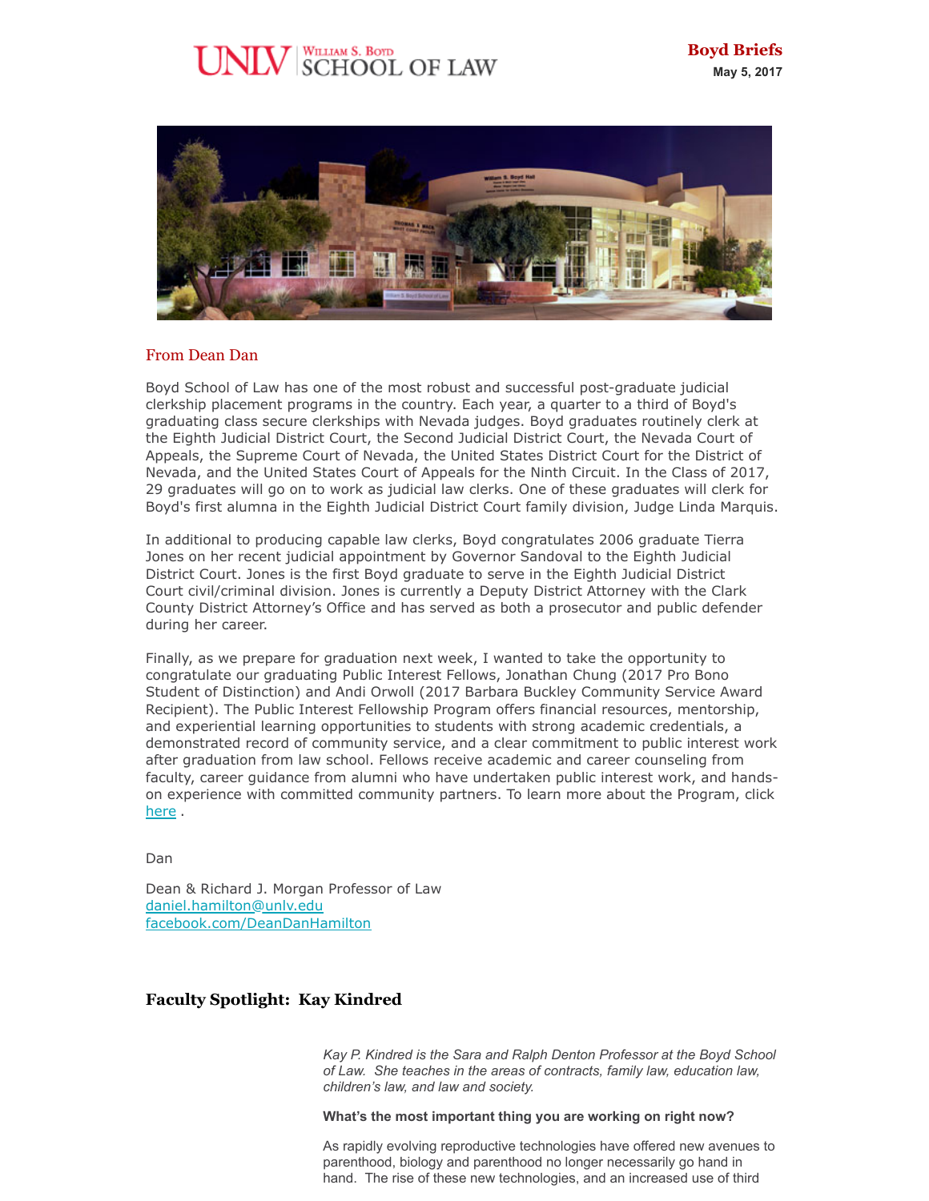UNLV William S. Boyd School of Law

**Boyd Briefs**
**May 5, 2017**

## From Dean Dan

Boyd School of Law has one of the most robust and successful post-graduate judicial clerkship placement programs in the country. Each year, a quarter to a third of Boyd's graduating class secure clerkships with Nevada judges. Boyd graduates routinely clerk at the Eighth Judicial District Court, the Second Judicial District Court, the Nevada Court of Appeals, the Supreme Court of Nevada, the United States District Court for the District of Nevada, and the United States Court of Appeals for the Ninth Circuit. In the Class of 2017, 29 graduates will go on to work as judicial law clerks. One of these graduates will clerk for Boyd's first alumna in the Eighth Judicial District Court family division, Judge Linda Marquis.

In additional to producing capable law clerks, Boyd congratulates 2006 graduate Tierra Jones on her recent judicial appointment by Governor Sandoval to the Eighth Judicial District Court. Jones is the first Boyd graduate to serve in the Eighth Judicial District Court civil/criminal division. Jones is currently a Deputy District Attorney with the Clark County District Attorney's Office and has served as both a prosecutor and public defender during her career.

Finally, as we prepare for graduation next week, I wanted to take the opportunity to congratulate our graduating Public Interest Fellows, Jonathan Chung (2017 Pro Bono Student of Distinction) and Andi Orwoll (2017 Barbara Buckley Community Service Award Recipient). The Public Interest Fellowship Program offers financial resources, mentorship, and experiential learning opportunities to students with strong academic credentials, a demonstrated record of community service, and a clear commitment to public interest work after graduation from law school. Fellows receive academic and career counseling from faculty, career guidance from alumni who have undertaken public interest work, and hands-on experience with committed community partners. To learn more about the Program, click [here](#) .

Dan

Dean & Richard J. Morgan Professor of Law
[daniel.hamilton@unlv.edu](mailto:daniel.hamilton@unlv.edu)
[facebook.com/DeanDanHamilton](https://facebook.com/DeanDanHamilton)

## Faculty Spotlight: Kay Kindred

*Kay P. Kindred is the Sara and Ralph Denton Professor at the Boyd School of Law. She teaches in the areas of contracts, family law, education law, children's law, and law and society.*

**What's the most important thing you are working on right now?**

As rapidly evolving reproductive technologies have offered new avenues to parenthood, biology and parenthood no longer necessarily go hand in hand. The rise of these new technologies, and an increased use of third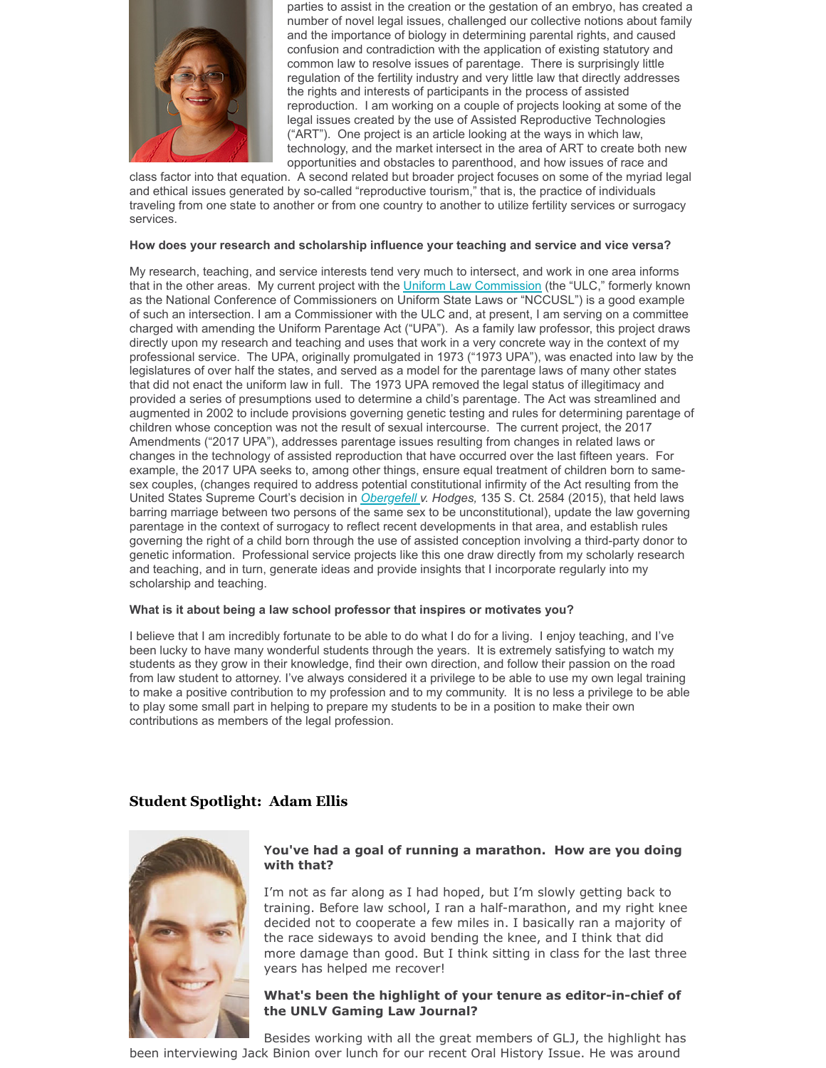parties to assist in the creation or the gestation of an embryo, has created a number of novel legal issues, challenged our collective notions about family and the importance of biology in determining parental rights, and caused confusion and contradiction with the application of existing statutory and common law to resolve issues of parentage. There is surprisingly little regulation of the fertility industry and very little law that directly addresses the rights and interests of participants in the process of assisted reproduction. I am working on a couple of projects looking at some of the legal issues created by the use of Assisted Reproductive Technologies ("ART"). One project is an article looking at the ways in which law, technology, and the market intersect in the area of ART to create both new opportunities and obstacles to parenthood, and how issues of race and class factor into that equation. A second related but broader project focuses on some of the myriad legal and ethical issues generated by so-called "reproductive tourism," that is, the practice of individuals traveling from one state to another or from one country to another to utilize fertility services or surrogacy services.

**How does your research and scholarship influence your teaching and service and vice versa?**

My research, teaching, and service interests tend very much to intersect, and work in one area informs that in the other areas. My current project with the Uniform Law Commission (the "ULC," formerly known as the National Conference of Commissioners on Uniform State Laws or "NCCUSL") is a good example of such an intersection. I am a Commissioner with the ULC and, at present, I am serving on a committee charged with amending the Uniform Parentage Act ("UPA"). As a family law professor, this project draws directly upon my research and teaching and uses that work in a very concrete way in the context of my professional service. The UPA, originally promulgated in 1973 ("1973 UPA"), was enacted into law by the legislatures of over half the states, and served as a model for the parentage laws of many other states that did not enact the uniform law in full. The 1973 UPA removed the legal status of illegitimacy and provided a series of presumptions used to determine a child's parentage. The Act was streamlined and augmented in 2002 to include provisions governing genetic testing and rules for determining parentage of children whose conception was not the result of sexual intercourse. The current project, the 2017 Amendments ("2017 UPA"), addresses parentage issues resulting from changes in related laws or changes in the technology of assisted reproduction that have occurred over the last fifteen years. For example, the 2017 UPA seeks to, among other things, ensure equal treatment of children born to same-sex couples, (changes required to address potential constitutional infirmity of the Act resulting from the United States Supreme Court's decision in *Obergefell v. Hodges,* 135 S. Ct. 2584 (2015), that held laws barring marriage between two persons of the same sex to be unconstitutional), update the law governing parentage in the context of surrogacy to reflect recent developments in that area, and establish rules governing the right of a child born through the use of assisted conception involving a third-party donor to genetic information. Professional service projects like this one draw directly from my scholarly research and teaching, and in turn, generate ideas and provide insights that I incorporate regularly into my scholarship and teaching.

**What is it about being a law school professor that inspires or motivates you?**

I believe that I am incredibly fortunate to be able to do what I do for a living. I enjoy teaching, and I've been lucky to have many wonderful students through the years. It is extremely satisfying to watch my students as they grow in their knowledge, find their own direction, and follow their passion on the road from law student to attorney. I've always considered it a privilege to be able to use my own legal training to make a positive contribution to my profession and to my community. It is no less a privilege to be able to play some small part in helping to prepare my students to be in a position to make their own contributions as members of the legal profession.

## Student Spotlight: Adam Ellis

**You've had a goal of running a marathon. How are you doing with that?**

I'm not as far along as I had hoped, but I'm slowly getting back to training. Before law school, I ran a half-marathon, and my right knee decided not to cooperate a few miles in. I basically ran a majority of the race sideways to avoid bending the knee, and I think that did more damage than good. But I think sitting in class for the last three years has helped me recover!

**What's been the highlight of your tenure as editor-in-chief of the UNLV Gaming Law Journal?**

Besides working with all the great members of GLJ, the highlight has been interviewing Jack Binion over lunch for our recent Oral History Issue. He was around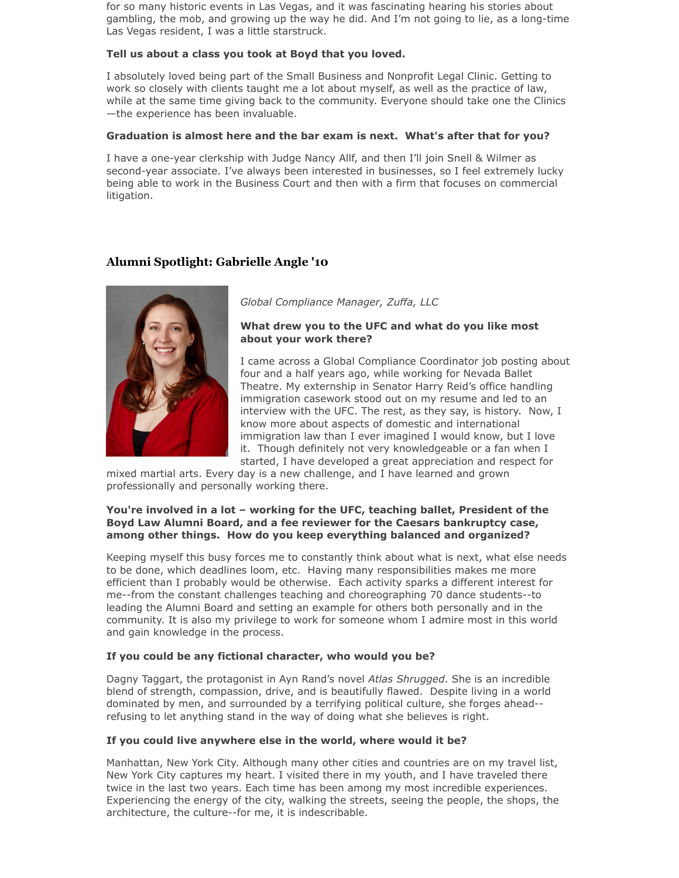for so many historic events in Las Vegas, and it was fascinating hearing his stories about gambling, the mob, and growing up the way he did. And I'm not going to lie, as a long-time Las Vegas resident, I was a little starstruck.

**Tell us about a class you took at Boyd that you loved.**

I absolutely loved being part of the Small Business and Nonprofit Legal Clinic. Getting to work so closely with clients taught me a lot about myself, as well as the practice of law, while at the same time giving back to the community. Everyone should take one the Clinics—the experience has been invaluable.

**Graduation is almost here and the bar exam is next. What's after that for you?**

I have a one-year clerkship with Judge Nancy Allf, and then I'll join Snell & Wilmer as second-year associate. I've always been interested in businesses, so I feel extremely lucky being able to work in the Business Court and then with a firm that focuses on commercial litigation.

## Alumni Spotlight: Gabrielle Angle '10

*Global Compliance Manager, Zuffa, LLC*

**What drew you to the UFC and what do you like most about your work there?**

I came across a Global Compliance Coordinator job posting about four and a half years ago, while working for Nevada Ballet Theatre. My externship in Senator Harry Reid's office handling immigration casework stood out on my resume and led to an interview with the UFC. The rest, as they say, is history. Now, I know more about aspects of domestic and international immigration law than I ever imagined I would know, but I love it. Though definitely not very knowledgeable or a fan when I started, I have developed a great appreciation and respect for mixed martial arts. Every day is a new challenge, and I have learned and grown professionally and personally working there.

**You're involved in a lot – working for the UFC, teaching ballet, President of the Boyd Law Alumni Board, and a fee reviewer for the Caesars bankruptcy case, among other things. How do you keep everything balanced and organized?**

Keeping myself this busy forces me to constantly think about what is next, what else needs to be done, which deadlines loom, etc. Having many responsibilities makes me more efficient than I probably would be otherwise. Each activity sparks a different interest for me--from the constant challenges teaching and choreographing 70 dance students--to leading the Alumni Board and setting an example for others both personally and in the community. It is also my privilege to work for someone whom I admire most in this world and gain knowledge in the process.

**If you could be any fictional character, who would you be?**

Dagny Taggart, the protagonist in Ayn Rand's novel *Atlas Shrugged*. She is an incredible blend of strength, compassion, drive, and is beautifully flawed. Despite living in a world dominated by men, and surrounded by a terrifying political culture, she forges ahead--refusing to let anything stand in the way of doing what she believes is right.

**If you could live anywhere else in the world, where would it be?**

Manhattan, New York City. Although many other cities and countries are on my travel list, New York City captures my heart. I visited there in my youth, and I have traveled there twice in the last two years. Each time has been among my most incredible experiences. Experiencing the energy of the city, walking the streets, seeing the people, the shops, the architecture, the culture--for me, it is indescribable.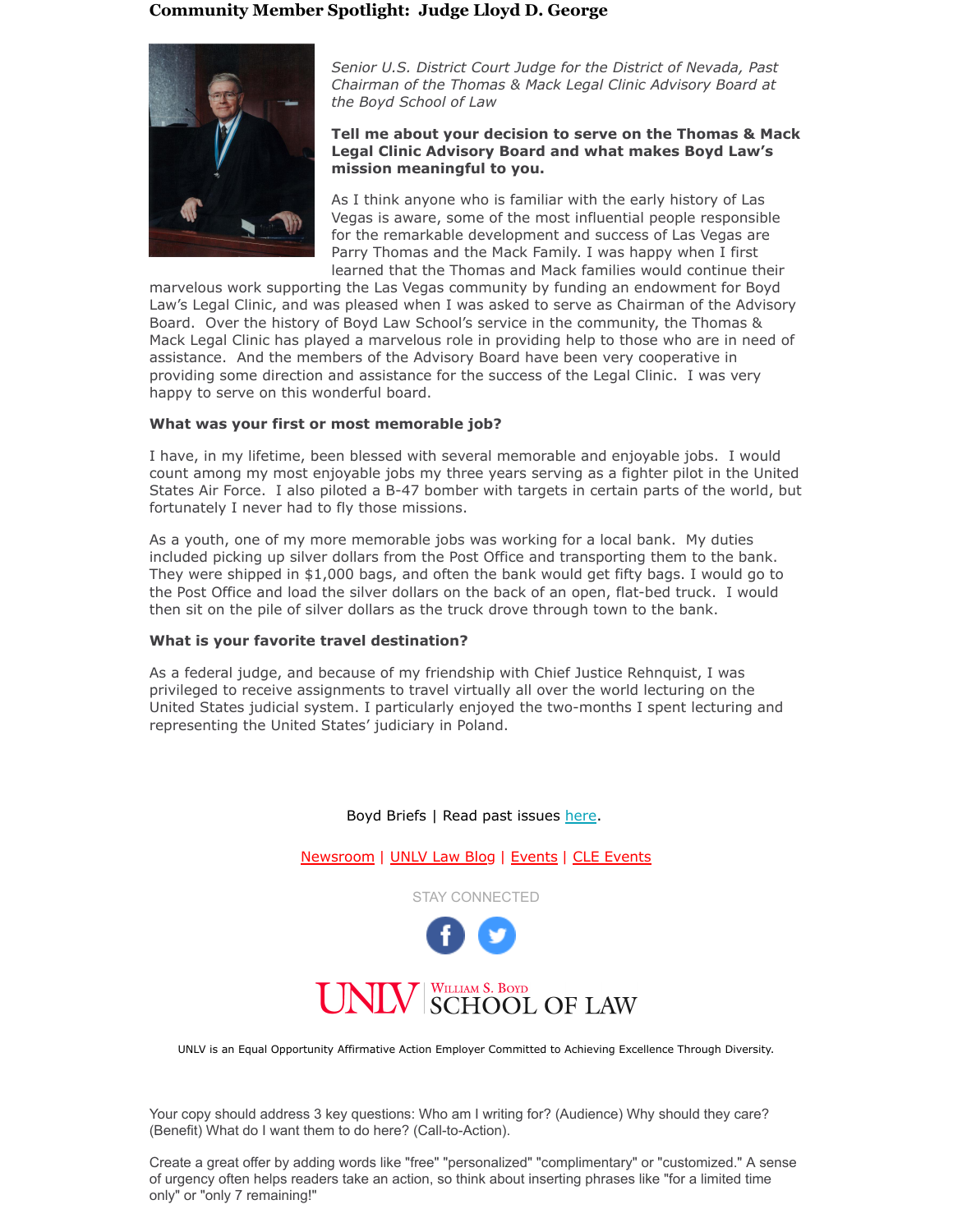## Community Member Spotlight: Judge Lloyd D. George

*Senior U.S. District Court Judge for the District of Nevada, Past Chairman of the Thomas & Mack Legal Clinic Advisory Board at the Boyd School of Law*

**Tell me about your decision to serve on the Thomas & Mack Legal Clinic Advisory Board and what makes Boyd Law's mission meaningful to you.**

As I think anyone who is familiar with the early history of Las Vegas is aware, some of the most influential people responsible for the remarkable development and success of Las Vegas are Parry Thomas and the Mack Family. I was happy when I first learned that the Thomas and Mack families would continue their marvelous work supporting the Las Vegas community by funding an endowment for Boyd Law's Legal Clinic, and was pleased when I was asked to serve as Chairman of the Advisory Board. Over the history of Boyd Law School's service in the community, the Thomas & Mack Legal Clinic has played a marvelous role in providing help to those who are in need of assistance. And the members of the Advisory Board have been very cooperative in providing some direction and assistance for the success of the Legal Clinic. I was very happy to serve on this wonderful board.

**What was your first or most memorable job?**

I have, in my lifetime, been blessed with several memorable and enjoyable jobs. I would count among my most enjoyable jobs my three years serving as a fighter pilot in the United States Air Force. I also piloted a B-47 bomber with targets in certain parts of the world, but fortunately I never had to fly those missions.

As a youth, one of my more memorable jobs was working for a local bank. My duties included picking up silver dollars from the Post Office and transporting them to the bank. They were shipped in $1,000 bags, and often the bank would get fifty bags. I would go to the Post Office and load the silver dollars on the back of an open, flat-bed truck. I would then sit on the pile of silver dollars as the truck drove through town to the bank.

**What is your favorite travel destination?**

As a federal judge, and because of my friendship with Chief Justice Rehnquist, I was privileged to receive assignments to travel virtually all over the world lecturing on the United States judicial system. I particularly enjoyed the two-months I spent lecturing and representing the United States' judiciary in Poland.

Boyd Briefs | Read past issues here.

Newsroom | UNLV Law Blog | Events | CLE Events

STAY CONNECTED

UNLV William S. Boyd School of Law

UNLV is an Equal Opportunity Affirmative Action Employer Committed to Achieving Excellence Through Diversity.

Your copy should address 3 key questions: Who am I writing for? (Audience) Why should they care? (Benefit) What do I want them to do here? (Call-to-Action).

Create a great offer by adding words like "free" "personalized" "complimentary" or "customized." A sense of urgency often helps readers take an action, so think about inserting phrases like "for a limited time only" or "only 7 remaining!"